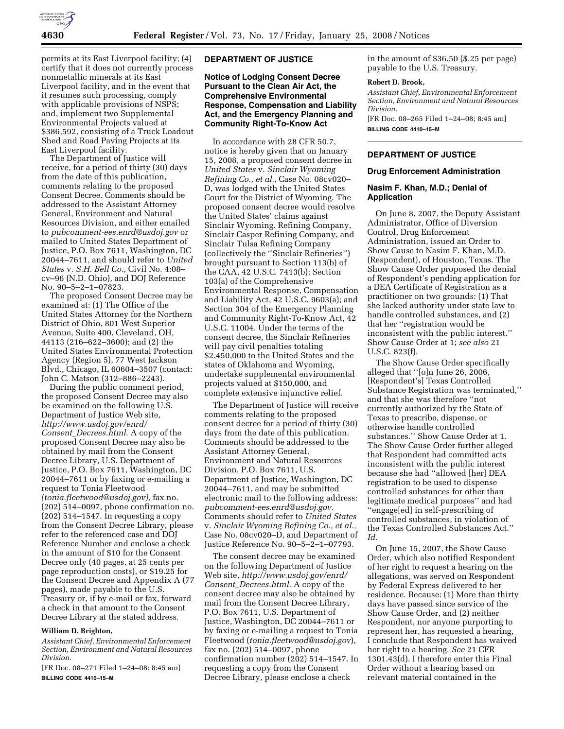permits at its East Liverpool facility; (4) certify that it does not currently process nonmetallic minerals at its East Liverpool facility, and in the event that it resumes such processing, comply with applicable provisions of NSPS; and, implement two Supplemental Environmental Projects valued at $386,592, consisting of a Truck Loadout Shed and Road Paving Projects at its East Liverpool facility.

The Department of Justice will receive, for a period of thirty (30) days from the date of this publication, comments relating to the proposed Consent Decree. Comments should be addressed to the Assistant Attorney General, Environment and Natural Resources Division, and either emailed to *pubcomment-ees.enrd@usdoj.gov* or mailed to United States Department of Justice, P.O. Box 7611, Washington, DC 20044–7611, and should refer to *United States* v. *S.H. Bell Co.,* Civil No. 4:08–cv–96 (N.D. Ohio), and DOJ Reference No. 90–5–2–1–07823.

The proposed Consent Decree may be examined at: (1) The Office of the United States Attorney for the Northern District of Ohio, 801 West Superior Avenue, Suite 400, Cleveland, OH, 44113 (216–622–3600); and (2) the United States Environmental Protection Agency (Region 5), 77 West Jackson Blvd., Chicago, IL 60604–3507 (contact: John C. Matson (312–886–2243).

During the public comment period, the proposed Consent Decree may also be examined on the following U.S. Department of Justice Web site, *http://www.usdoj.gov/enrd/Consent_Decrees.html*. A copy of the proposed Consent Decree may also be obtained by mail from the Consent Decree Library, U.S. Department of Justice, P.O. Box 7611, Washington, DC 20044–7611 or by faxing or e-mailing a request to Tonia Fleetwood *(tonia.fleetwood@usdoj.gov),* fax no. (202) 514–0097, phone confirmation no. (202) 514–1547. In requesting a copy from the Consent Decree Library, please refer to the referenced case and DOJ Reference Number and enclose a check in the amount of $10 for the Consent Decree only (40 pages, at 25 cents per page reproduction costs), or $19.25 for the Consent Decree and Appendix A (77 pages), made payable to the U.S. Treasury or, if by e-mail or fax, forward a check in that amount to the Consent Decree Library at the stated address.

**William D. Brighton,**

*Assistant Chief, Environmental Enforcement Section, Environment and Natural Resources Division.*

[FR Doc. 08–271 Filed 1–24–08: 8:45 am]

**BILLING CODE 4410–15–M**

## DEPARTMENT OF JUSTICE

### Notice of Lodging Consent Decree Pursuant to the Clean Air Act, the Comprehensive Environmental Response, Compensation and Liability Act, and the Emergency Planning and Community Right-To-Know Act

In accordance with 28 CFR 50.7, notice is hereby given that on January 15, 2008, a proposed consent decree in *United States* v. *Sinclair Wyoming Refining Co., et al.,* Case No. 08cv020–D, was lodged with the United States Court for the District of Wyoming. The proposed consent decree would resolve the United States' claims against Sinclair Wyoming. Refining Company, Sinclair Casper Refining Company, and Sinclair Tulsa Refining Company (collectively the ''Sinclair Refineries'') brought pursuant to Section 113(b) of the CAA, 42 U.S.C. 7413(b); Section 103(a) of the Comprehensive Environmental Response, Compensation and Liability Act, 42 U.S.C. 9603(a); and Section 304 of the Emergency Planning and Community Right-To-Know Act, 42 U.S.C. 11004. Under the terms of the consent decree, the Sinclair Refineries will pay civil penalties totaling $2,450,000 to the United States and the states of Oklahoma and Wyoming, undertake supplemental environmental projects valued at $150,000, and complete extensive injunctive relief.

The Department of Justice will receive comments relating to the proposed consent decree for a period of thirty (30) days from the date of this publication. Comments should be addressed to the Assistant Attorney General, Environment and Natural Resources Division, P.O. Box 7611, U.S. Department of Justice, Washington, DC 20044–7611, and may be submitted electronic mail to the following address: *pubcomment-ees.enrd@usdoj.gov.* Comments should refer to *United States* v. *Sinclair Wyoming Refining Co., et al.,* Case No. 08cv020–D, and Department of Justice Reference No. 90–5–2–1–07793.

The consent decree may be examined on the following Department of Justice Web site, *http://www.usdoj.gov/enrd/Consent_Decrees.html*. A copy of the consent decree may also be obtained by mail from the Consent Decree Library, P.O. Box 7611, U.S. Department of Justice, Washington, DC 20044–7611 or by faxing or e-mailing a request to Tonia Fleetwood (*tonia.fleetwood@usdoj.gov*), fax no. (202) 514–0097, phone confirmation number (202) 514–1547. In requesting a copy from the Consent Decree Library, please enclose a check in the amount of $36.50 ($.25 per page) payable to the U.S. Treasury.

**Robert D. Brook,**

*Assistant Chief, Environmental Enforcement Section, Environment and Natural Resources Division.*

[FR Doc. 08–265 Filed 1–24–08; 8:45 am]

**BILLING CODE 4410–15–M**

## DEPARTMENT OF JUSTICE

### Drug Enforcement Administration

### Nasim F. Khan, M.D.; Denial of Application

On June 8, 2007, the Deputy Assistant Administrator, Office of Diversion Control, Drug Enforcement Administration, issued an Order to Show Cause to Nasim F. Khan, M.D. (Respondent), of Houston, Texas. The Show Cause Order proposed the denial of Respondent's pending application for a DEA Certificate of Registration as a practitioner on two grounds: (1) That she lacked authority under state law to handle controlled substances, and (2) that her ''registration would be inconsistent with the public interest.'' Show Cause Order at 1; *see also* 21 U.S.C. 823(f).

The Show Cause Order specifically alleged that ''[o]n June 26, 2006, [Respondent's] Texas Controlled Substance Registration was terminated,'' and that she was therefore ''not currently authorized by the State of Texas to prescribe, dispense, or otherwise handle controlled substances.'' Show Cause Order at 1. The Show Cause Order further alleged that Respondent had committed acts inconsistent with the public interest because she had ''allowed [her] DEA registration to be used to dispense controlled substances for other than legitimate medical purposes'' and had ''engage[ed] in self-prescribing of controlled substances, in violation of the Texas Controlled Substances Act.'' *Id.*

On June 15, 2007, the Show Cause Order, which also notified Respondent of her right to request a hearing on the allegations, was served on Respondent by Federal Express delivered to her residence. Because: (1) More than thirty days have passed since service of the Show Cause Order, and (2) neither Respondent, nor anyone purporting to represent her, has requested a hearing, I conclude that Respondent has waived her right to a hearing. *See* 21 CFR 1301.43(d). I therefore enter this Final Order without a hearing based on relevant material contained in the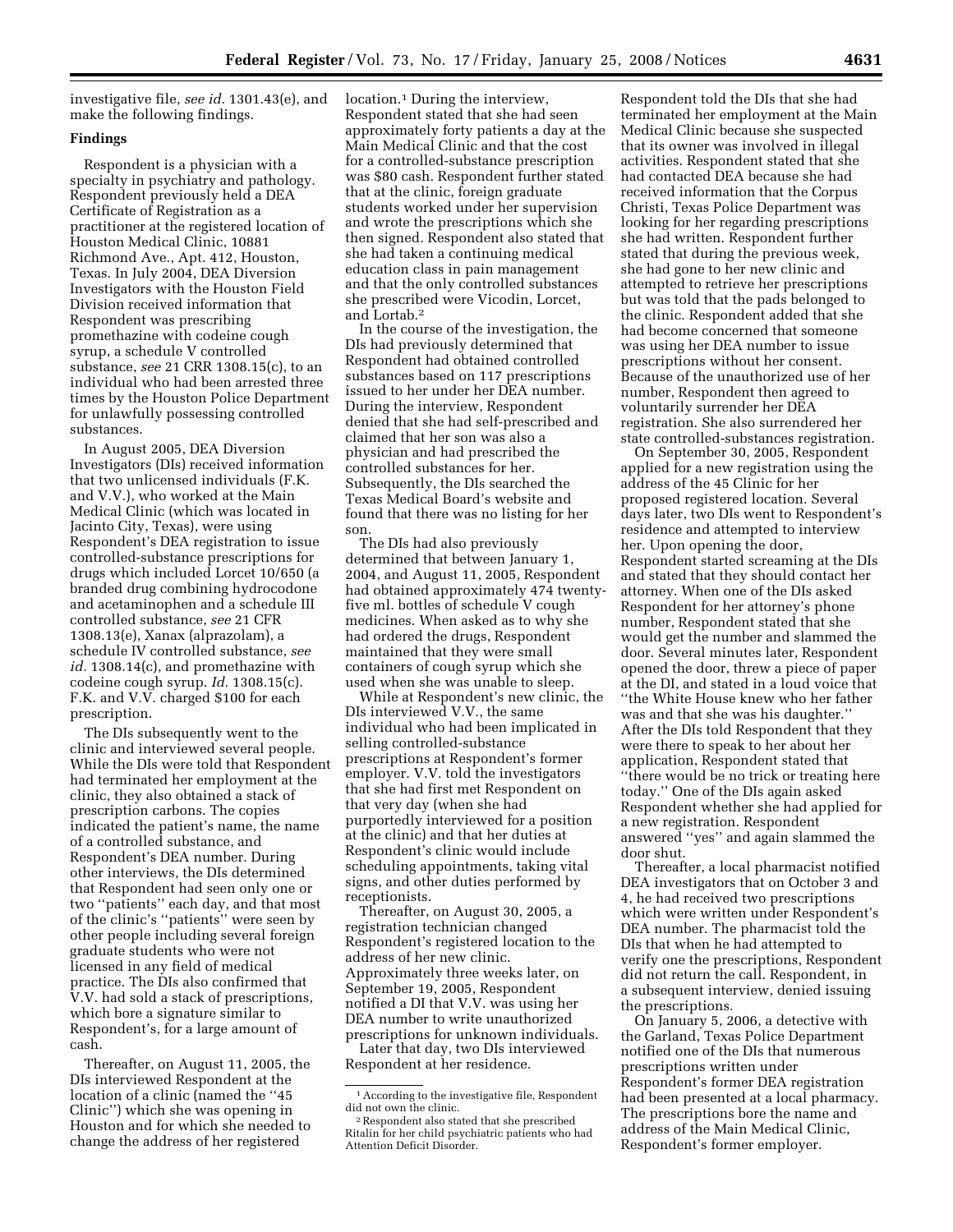investigative file, *see id.* 1301.43(e), and make the following findings.

## Findings

Respondent is a physician with a specialty in psychiatry and pathology. Respondent previously held a DEA Certificate of Registration as a practitioner at the registered location of Houston Medical Clinic, 10881 Richmond Ave., Apt. 412, Houston, Texas. In July 2004, DEA Diversion Investigators with the Houston Field Division received information that Respondent was prescribing promethazine with codeine cough syrup, a schedule V controlled substance, *see* 21 CRR 1308.15(c), to an individual who had been arrested three times by the Houston Police Department for unlawfully possessing controlled substances.

In August 2005, DEA Diversion Investigators (DIs) received information that two unlicensed individuals (F.K. and V.V.), who worked at the Main Medical Clinic (which was located in Jacinto City, Texas), were using Respondent's DEA registration to issue controlled-substance prescriptions for drugs which included Lorcet 10/650 (a branded drug combining hydrocodone and acetaminophen and a schedule III controlled substance, *see* 21 CFR 1308.13(e), Xanax (alprazolam), a schedule IV controlled substance, *see id.* 1308.14(c), and promethazine with codeine cough syrup. *Id.* 1308.15(c). F.K. and V.V. charged $100 for each prescription.

The DIs subsequently went to the clinic and interviewed several people. While the DIs were told that Respondent had terminated her employment at the clinic, they also obtained a stack of prescription carbons. The copies indicated the patient's name, the name of a controlled substance, and Respondent's DEA number. During other interviews, the DIs determined that Respondent had seen only one or two ''patients'' each day, and that most of the clinic's ''patients'' were seen by other people including several foreign graduate students who were not licensed in any field of medical practice. The DIs also confirmed that V.V. had sold a stack of prescriptions, which bore a signature similar to Respondent's, for a large amount of cash.

Thereafter, on August 11, 2005, the DIs interviewed Respondent at the location of a clinic (named the ''45 Clinic'') which she was opening in Houston and for which she needed to change the address of her registered location.[1] During the interview, Respondent stated that she had seen approximately forty patients a day at the Main Medical Clinic and that the cost for a controlled-substance prescription was $80 cash. Respondent further stated that at the clinic, foreign graduate students worked under her supervision and wrote the prescriptions which she then signed. Respondent also stated that she had taken a continuing medical education class in pain management and that the only controlled substances she prescribed were Vicodin, Lorcet, and Lortab.[2]

In the course of the investigation, the DIs had previously determined that Respondent had obtained controlled substances based on 117 prescriptions issued to her under her DEA number. During the interview, Respondent denied that she had self-prescribed and claimed that her son was also a physician and had prescribed the controlled substances for her. Subsequently, the DIs searched the Texas Medical Board's website and found that there was no listing for her son.

The DIs had also previously determined that between January 1, 2004, and August 11, 2005, Respondent had obtained approximately 474 twenty-five ml. bottles of schedule V cough medicines. When asked as to why she had ordered the drugs, Respondent maintained that they were small containers of cough syrup which she used when she was unable to sleep.

While at Respondent's new clinic, the DIs interviewed V.V., the same individual who had been implicated in selling controlled-substance prescriptions at Respondent's former employer. V.V. told the investigators that she had first met Respondent on that very day (when she had purportedly interviewed for a position at the clinic) and that her duties at Respondent's clinic would include scheduling appointments, taking vital signs, and other duties performed by receptionists.

Thereafter, on August 30, 2005, a registration technician changed Respondent's registered location to the address of her new clinic. Approximately three weeks later, on September 19, 2005, Respondent notified a DI that V.V. was using her DEA number to write unauthorized prescriptions for unknown individuals.

Later that day, two DIs interviewed Respondent at her residence. Respondent told the DIs that she had terminated her employment at the Main Medical Clinic because she suspected that its owner was involved in illegal activities. Respondent stated that she had contacted DEA because she had received information that the Corpus Christi, Texas Police Department was looking for her regarding prescriptions she had written. Respondent further stated that during the previous week, she had gone to her new clinic and attempted to retrieve her prescriptions but was told that the pads belonged to the clinic. Respondent added that she had become concerned that someone was using her DEA number to issue prescriptions without her consent. Because of the unauthorized use of her number, Respondent then agreed to voluntarily surrender her DEA registration. She also surrendered her state controlled-substances registration.

On September 30, 2005, Respondent applied for a new registration using the address of the 45 Clinic for her proposed registered location. Several days later, two DIs went to Respondent's residence and attempted to interview her. Upon opening the door, Respondent started screaming at the DIs and stated that they should contact her attorney. When one of the DIs asked Respondent for her attorney's phone number, Respondent stated that she would get the number and slammed the door. Several minutes later, Respondent opened the door, threw a piece of paper at the DI, and stated in a loud voice that ''the White House knew who her father was and that she was his daughter.'' After the DIs told Respondent that they were there to speak to her about her application, Respondent stated that ''there would be no trick or treating here today.'' One of the DIs again asked Respondent whether she had applied for a new registration. Respondent answered ''yes'' and again slammed the door shut.

Thereafter, a local pharmacist notified DEA investigators that on October 3 and 4, he had received two prescriptions which were written under Respondent's DEA number. The pharmacist told the DIs that when he had attempted to verify one the prescriptions, Respondent did not return the call. Respondent, in a subsequent interview, denied issuing the prescriptions.

On January 5, 2006, a detective with the Garland, Texas Police Department notified one of the DIs that numerous prescriptions written under Respondent's former DEA registration had been presented at a local pharmacy. The prescriptions bore the name and address of the Main Medical Clinic, Respondent's former employer.

[1] According to the investigative file, Respondent did not own the clinic.

[2] Respondent also stated that she prescribed Ritalin for her child psychiatric patients who had Attention Deficit Disorder.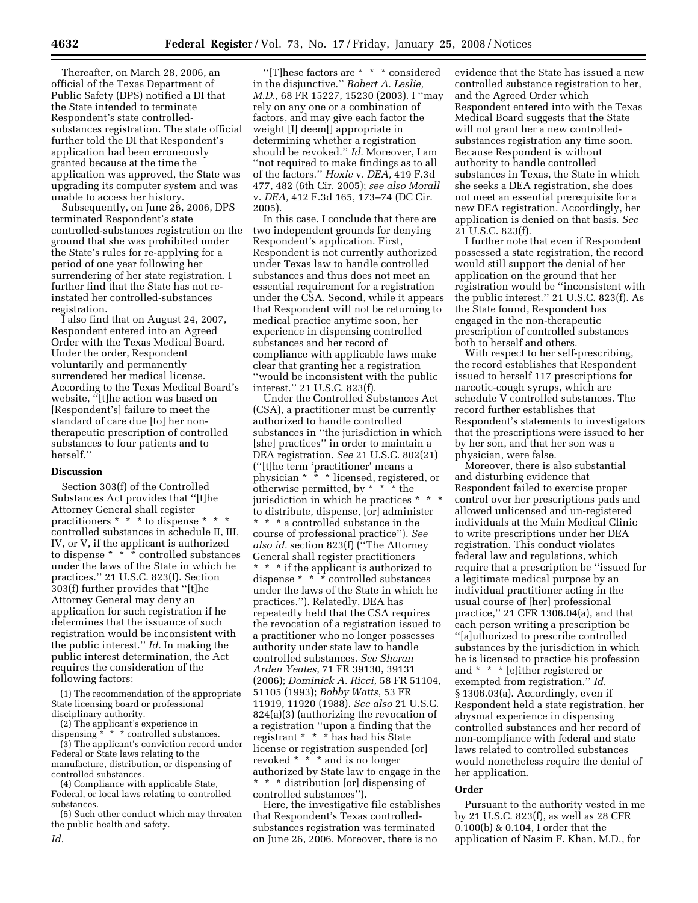Thereafter, on March 28, 2006, an official of the Texas Department of Public Safety (DPS) notified a DI that the State intended to terminate Respondent's state controlled-substances registration. The state official further told the DI that Respondent's application had been erroneously granted because at the time the application was approved, the State was upgrading its computer system and was unable to access her history.

Subsequently, on June 26, 2006, DPS terminated Respondent's state controlled-substances registration on the ground that she was prohibited under the State's rules for re-applying for a period of one year following her surrendering of her state registration. I further find that the State has not re-instated her controlled-substances registration.

I also find that on August 24, 2007, Respondent entered into an Agreed Order with the Texas Medical Board. Under the order, Respondent voluntarily and permanently surrendered her medical license. According to the Texas Medical Board's website, "[t]he action was based on [Respondent's] failure to meet the standard of care due [to] her non-therapeutic prescription of controlled substances to four patients and to herself."

## Discussion

Section 303(f) of the Controlled Substances Act provides that "[t]he Attorney General shall register practitioners * * * to dispense * * * controlled substances in schedule II, III, IV, or V, if the applicant is authorized to dispense * * * controlled substances under the laws of the State in which he practices." 21 U.S.C. 823(f). Section 303(f) further provides that "[t]he Attorney General may deny an application for such registration if he determines that the issuance of such registration would be inconsistent with the public interest." *Id.* In making the public interest determination, the Act requires the consideration of the following factors:

(1) The recommendation of the appropriate State licensing board or professional disciplinary authority.

(2) The applicant's experience in dispensing * * * controlled substances.

(3) The applicant's conviction record under Federal or State laws relating to the manufacture, distribution, or dispensing of controlled substances.

(4) Compliance with applicable State, Federal, or local laws relating to controlled substances.

(5) Such other conduct which may threaten the public health and safety.

*Id.*

"[T]hese factors are * * * considered in the disjunctive." *Robert A. Leslie, M.D.,* 68 FR 15227, 15230 (2003). I "may rely on any one or a combination of factors, and may give each factor the weight [I] deem[] appropriate in determining whether a registration should be revoked." *Id.* Moreover, I am "not required to make findings as to all of the factors." *Hoxie* v. *DEA,* 419 F.3d 477, 482 (6th Cir. 2005); *see also Morall* v. *DEA,* 412 F.3d 165, 173–74 (DC Cir. 2005).

In this case, I conclude that there are two independent grounds for denying Respondent's application. First, Respondent is not currently authorized under Texas law to handle controlled substances and thus does not meet an essential requirement for a registration under the CSA. Second, while it appears that Respondent will not be returning to medical practice anytime soon, her experience in dispensing controlled substances and her record of compliance with applicable laws make clear that granting her a registration "would be inconsistent with the public interest." 21 U.S.C. 823(f).

Under the Controlled Substances Act (CSA), a practitioner must be currently authorized to handle controlled substances in "the jurisdiction in which [she] practices" in order to maintain a DEA registration. *See* 21 U.S.C. 802(21) ("[t]he term 'practitioner' means a physician * * * licensed, registered, or otherwise permitted, by * * * the jurisdiction in which he practices * * * to distribute, dispense, [or] administer * * * a controlled substance in the course of professional practice"). *See also id.* section 823(f) ("The Attorney General shall register practitioners * * * if the applicant is authorized to dispense * * * controlled substances under the laws of the State in which he practices."). Relatedly, DEA has repeatedly held that the CSA requires the revocation of a registration issued to a practitioner who no longer possesses authority under state law to handle controlled substances. *See Sheran Arden Yeates*, 71 FR 39130, 39131 (2006); *Dominick A. Ricci*, 58 FR 51104, 51105 (1993); *Bobby Watts*, 53 FR 11919, 11920 (1988). *See also* 21 U.S.C. 824(a)(3) (authorizing the revocation of a registration "upon a finding that the registrant * * * has had his State license or registration suspended [or] revoked * * * and is no longer authorized by State law to engage in the * * * distribution [or] dispensing of controlled substances").

Here, the investigative file establishes that Respondent's Texas controlled-substances registration was terminated on June 26, 2006. Moreover, there is no evidence that the State has issued a new controlled substance registration to her, and the Agreed Order which Respondent entered into with the Texas Medical Board suggests that the State will not grant her a new controlled-substances registration any time soon. Because Respondent is without authority to handle controlled substances in Texas, the State in which she seeks a DEA registration, she does not meet an essential prerequisite for a new DEA registration. Accordingly, her application is denied on that basis. *See* 21 U.S.C. 823(f).

I further note that even if Respondent possessed a state registration, the record would still support the denial of her application on the ground that her registration would be "inconsistent with the public interest." 21 U.S.C. 823(f). As the State found, Respondent has engaged in the non-therapeutic prescription of controlled substances both to herself and others.

With respect to her self-prescribing, the record establishes that Respondent issued to herself 117 prescriptions for narcotic-cough syrups, which are schedule V controlled substances. The record further establishes that Respondent's statements to investigators that the prescriptions were issued to her by her son, and that her son was a physician, were false.

Moreover, there is also substantial and disturbing evidence that Respondent failed to exercise proper control over her prescriptions pads and allowed unlicensed and un-registered individuals at the Main Medical Clinic to write prescriptions under her DEA registration. This conduct violates federal law and regulations, which require that a prescription be "issued for a legitimate medical purpose by an individual practitioner acting in the usual course of [her] professional practice," 21 CFR 1306.04(a), and that each person writing a prescription be "[a]uthorized to prescribe controlled substances by the jurisdiction in which he is licensed to practice his profession and * * * [e]ither registered or exempted from registration." *Id.* § 1306.03(a). Accordingly, even if Respondent held a state registration, her abysmal experience in dispensing controlled substances and her record of non-compliance with federal and state laws related to controlled substances would nonetheless require the denial of her application.

## Order

Pursuant to the authority vested in me by 21 U.S.C. 823(f), as well as 28 CFR 0.100(b) & 0.104, I order that the application of Nasim F. Khan, M.D., for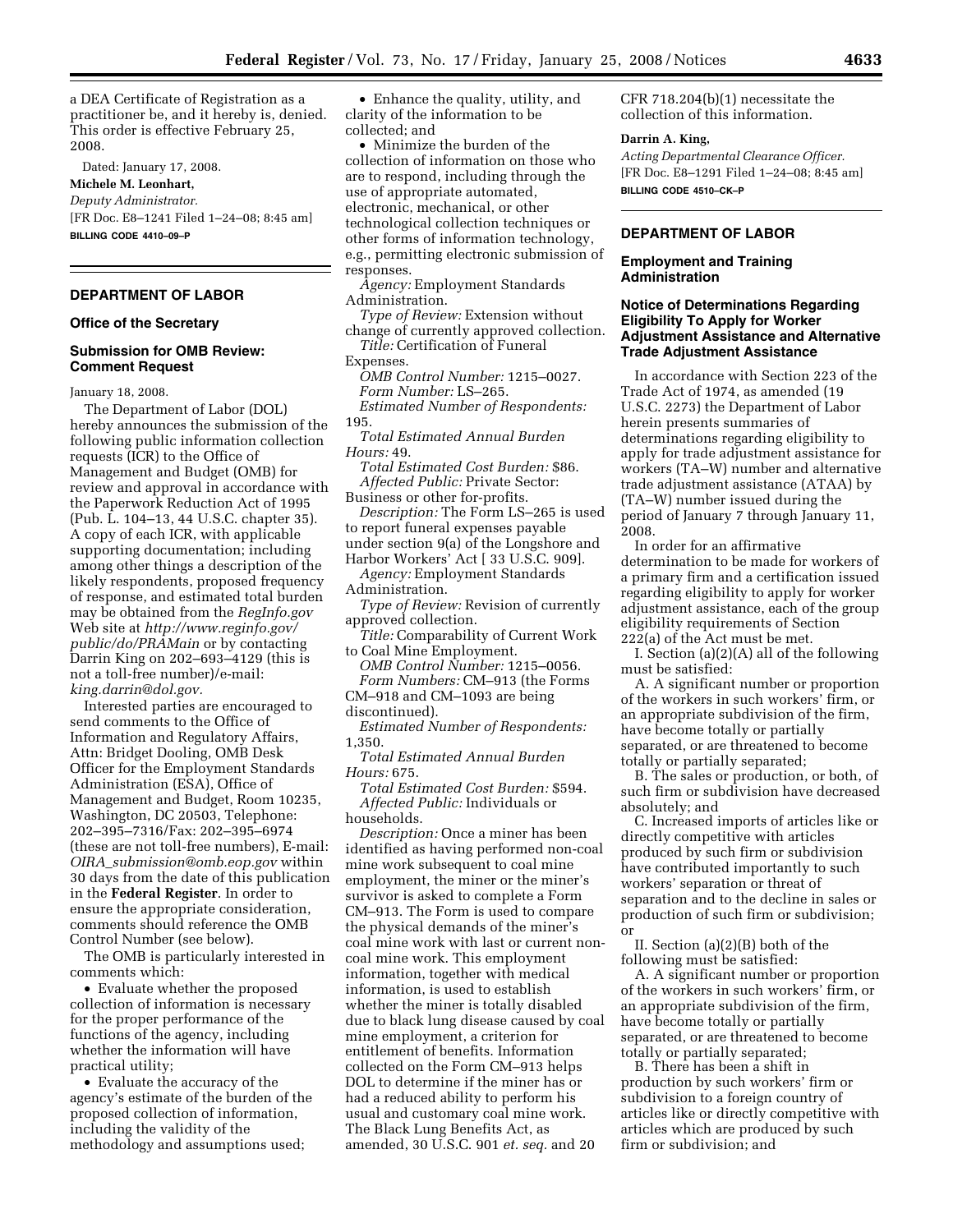a DEA Certificate of Registration as a practitioner be, and it hereby is, denied. This order is effective February 25, 2008.

Dated: January 17, 2008.

**Michele M. Leonhart,**

*Deputy Administrator.*

[FR Doc. E8–1241 Filed 1–24–08; 8:45 am]

**BILLING CODE 4410–09–P**

## DEPARTMENT OF LABOR

### Office of the Secretary

### Submission for OMB Review: Comment Request

January 18, 2008.

The Department of Labor (DOL) hereby announces the submission of the following public information collection requests (ICR) to the Office of Management and Budget (OMB) for review and approval in accordance with the Paperwork Reduction Act of 1995 (Pub. L. 104–13, 44 U.S.C. chapter 35). A copy of each ICR, with applicable supporting documentation; including among other things a description of the likely respondents, proposed frequency of response, and estimated total burden may be obtained from the *RegInfo.gov* Web site at *http://www.reginfo.gov/public/do/PRAMain* or by contacting Darrin King on 202–693–4129 (this is not a toll-free number)/e-mail: *king.darrin@dol.gov.*

Interested parties are encouraged to send comments to the Office of Information and Regulatory Affairs, Attn: Bridget Dooling, OMB Desk Officer for the Employment Standards Administration (ESA), Office of Management and Budget, Room 10235, Washington, DC 20503, Telephone: 202–395–7316/Fax: 202–395–6974 (these are not toll-free numbers), E-mail: *OIRA_submission@omb.eop.gov* within 30 days from the date of this publication in the **Federal Register**. In order to ensure the appropriate consideration, comments should reference the OMB Control Number (see below).

The OMB is particularly interested in comments which:

- Evaluate whether the proposed collection of information is necessary for the proper performance of the functions of the agency, including whether the information will have practical utility;
- Evaluate the accuracy of the agency's estimate of the burden of the proposed collection of information, including the validity of the methodology and assumptions used;
- Enhance the quality, utility, and clarity of the information to be collected; and
- Minimize the burden of the collection of information on those who are to respond, including through the use of appropriate automated, electronic, mechanical, or other technological collection techniques or other forms of information technology, e.g., permitting electronic submission of responses.

*Agency:* Employment Standards Administration.

*Type of Review:* Extension without change of currently approved collection.

*Title:* Certification of Funeral Expenses.

*OMB Control Number:* 1215–0027.

*Form Number:* LS–265.

*Estimated Number of Respondents:* 195.

*Total Estimated Annual Burden Hours:* 49.

*Total Estimated Cost Burden:* $86.

*Affected Public:* Private Sector: Business or other for-profits.

*Description:* The Form LS–265 is used to report funeral expenses payable under section 9(a) of the Longshore and Harbor Workers' Act [ 33 U.S.C. 909].

*Agency:* Employment Standards Administration.

*Type of Review:* Revision of currently approved collection.

*Title:* Comparability of Current Work to Coal Mine Employment.

*OMB Control Number:* 1215–0056.

*Form Numbers:* CM–913 (the Forms CM–918 and CM–1093 are being discontinued).

*Estimated Number of Respondents:* 1,350.

*Total Estimated Annual Burden Hours:* 675.

*Total Estimated Cost Burden:* $594.

*Affected Public:* Individuals or households.

*Description:* Once a miner has been identified as having performed non-coal mine work subsequent to coal mine employment, the miner or the miner's survivor is asked to complete a Form CM–913. The Form is used to compare the physical demands of the miner's coal mine work with last or current non-coal mine work. This employment information, together with medical information, is used to establish whether the miner is totally disabled due to black lung disease caused by coal mine employment, a criterion for entitlement of benefits. Information collected on the Form CM–913 helps DOL to determine if the miner has or had a reduced ability to perform his usual and customary coal mine work. The Black Lung Benefits Act, as amended, 30 U.S.C. 901 *et. seq.* and 20 CFR 718.204(b)(1) necessitate the collection of this information.

**Darrin A. King,**

*Acting Departmental Clearance Officer.*

[FR Doc. E8–1291 Filed 1–24–08; 8:45 am]

**BILLING CODE 4510–CK–P**

## DEPARTMENT OF LABOR

### Employment and Training Administration

### Notice of Determinations Regarding Eligibility To Apply for Worker Adjustment Assistance and Alternative Trade Adjustment Assistance

In accordance with Section 223 of the Trade Act of 1974, as amended (19 U.S.C. 2273) the Department of Labor herein presents summaries of determinations regarding eligibility to apply for trade adjustment assistance for workers (TA–W) number and alternative trade adjustment assistance (ATAA) by (TA–W) number issued during the period of January 7 through January 11, 2008.

In order for an affirmative determination to be made for workers of a primary firm and a certification issued regarding eligibility to apply for worker adjustment assistance, each of the group eligibility requirements of Section 222(a) of the Act must be met.

I. Section (a)(2)(A) all of the following must be satisfied:

A. A significant number or proportion of the workers in such workers' firm, or an appropriate subdivision of the firm, have become totally or partially separated, or are threatened to become totally or partially separated;

B. The sales or production, or both, of such firm or subdivision have decreased absolutely; and

C. Increased imports of articles like or directly competitive with articles produced by such firm or subdivision have contributed importantly to such workers' separation or threat of separation and to the decline in sales or production of such firm or subdivision; or

II. Section (a)(2)(B) both of the following must be satisfied:

A. A significant number or proportion of the workers in such workers' firm, or an appropriate subdivision of the firm, have become totally or partially separated, or are threatened to become totally or partially separated;

B. There has been a shift in production by such workers' firm or subdivision to a foreign country of articles like or directly competitive with articles which are produced by such firm or subdivision; and